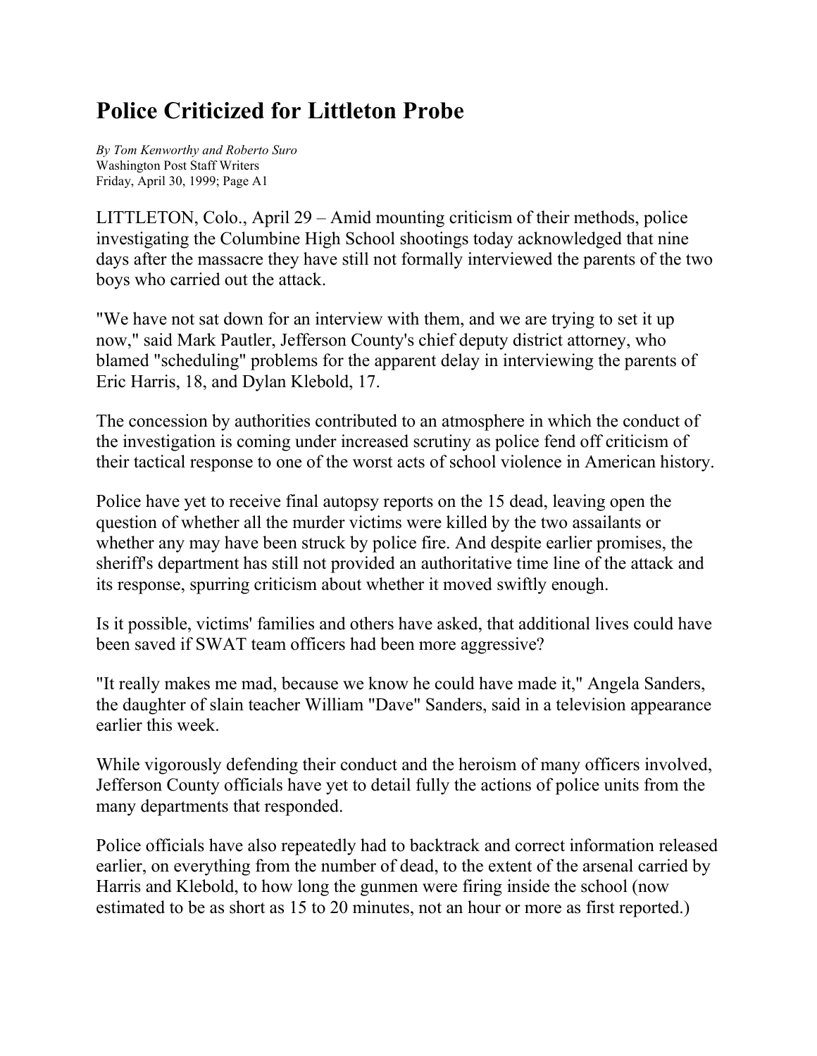# Police Criticized for Littleton Probe

*By Tom Kenworthy and Roberto Suro*
Washington Post Staff Writers
Friday, April 30, 1999; Page A1

LITTLETON, Colo., April 29 – Amid mounting criticism of their methods, police investigating the Columbine High School shootings today acknowledged that nine days after the massacre they have still not formally interviewed the parents of the two boys who carried out the attack.

"We have not sat down for an interview with them, and we are trying to set it up now," said Mark Pautler, Jefferson County's chief deputy district attorney, who blamed "scheduling" problems for the apparent delay in interviewing the parents of Eric Harris, 18, and Dylan Klebold, 17.

The concession by authorities contributed to an atmosphere in which the conduct of the investigation is coming under increased scrutiny as police fend off criticism of their tactical response to one of the worst acts of school violence in American history.

Police have yet to receive final autopsy reports on the 15 dead, leaving open the question of whether all the murder victims were killed by the two assailants or whether any may have been struck by police fire. And despite earlier promises, the sheriff's department has still not provided an authoritative time line of the attack and its response, spurring criticism about whether it moved swiftly enough.

Is it possible, victims' families and others have asked, that additional lives could have been saved if SWAT team officers had been more aggressive?

"It really makes me mad, because we know he could have made it," Angela Sanders, the daughter of slain teacher William "Dave" Sanders, said in a television appearance earlier this week.

While vigorously defending their conduct and the heroism of many officers involved, Jefferson County officials have yet to detail fully the actions of police units from the many departments that responded.

Police officials have also repeatedly had to backtrack and correct information released earlier, on everything from the number of dead, to the extent of the arsenal carried by Harris and Klebold, to how long the gunmen were firing inside the school (now estimated to be as short as 15 to 20 minutes, not an hour or more as first reported.)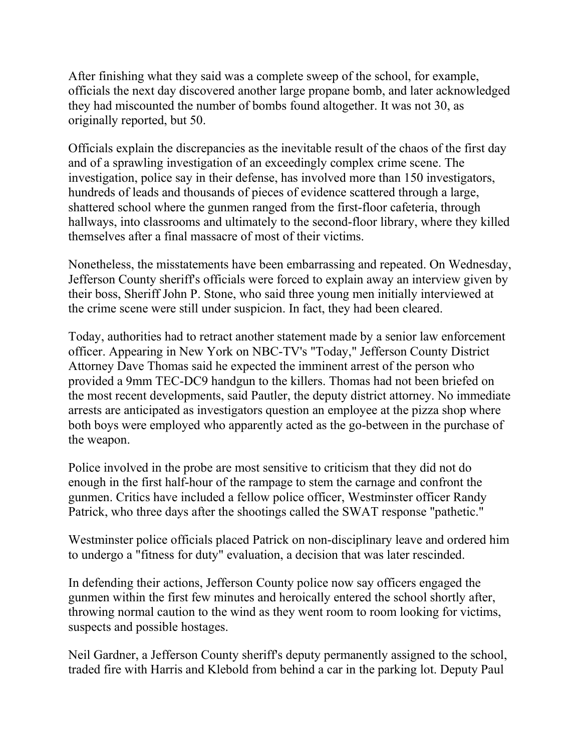After finishing what they said was a complete sweep of the school, for example, officials the next day discovered another large propane bomb, and later acknowledged they had miscounted the number of bombs found altogether. It was not 30, as originally reported, but 50.

Officials explain the discrepancies as the inevitable result of the chaos of the first day and of a sprawling investigation of an exceedingly complex crime scene. The investigation, police say in their defense, has involved more than 150 investigators, hundreds of leads and thousands of pieces of evidence scattered through a large, shattered school where the gunmen ranged from the first-floor cafeteria, through hallways, into classrooms and ultimately to the second-floor library, where they killed themselves after a final massacre of most of their victims.

Nonetheless, the misstatements have been embarrassing and repeated. On Wednesday, Jefferson County sheriff's officials were forced to explain away an interview given by their boss, Sheriff John P. Stone, who said three young men initially interviewed at the crime scene were still under suspicion. In fact, they had been cleared.

Today, authorities had to retract another statement made by a senior law enforcement officer. Appearing in New York on NBC-TV's "Today," Jefferson County District Attorney Dave Thomas said he expected the imminent arrest of the person who provided a 9mm TEC-DC9 handgun to the killers. Thomas had not been briefed on the most recent developments, said Pautler, the deputy district attorney. No immediate arrests are anticipated as investigators question an employee at the pizza shop where both boys were employed who apparently acted as the go-between in the purchase of the weapon.

Police involved in the probe are most sensitive to criticism that they did not do enough in the first half-hour of the rampage to stem the carnage and confront the gunmen. Critics have included a fellow police officer, Westminster officer Randy Patrick, who three days after the shootings called the SWAT response "pathetic."

Westminster police officials placed Patrick on non-disciplinary leave and ordered him to undergo a "fitness for duty" evaluation, a decision that was later rescinded.

In defending their actions, Jefferson County police now say officers engaged the gunmen within the first few minutes and heroically entered the school shortly after, throwing normal caution to the wind as they went room to room looking for victims, suspects and possible hostages.

Neil Gardner, a Jefferson County sheriff's deputy permanently assigned to the school, traded fire with Harris and Klebold from behind a car in the parking lot. Deputy Paul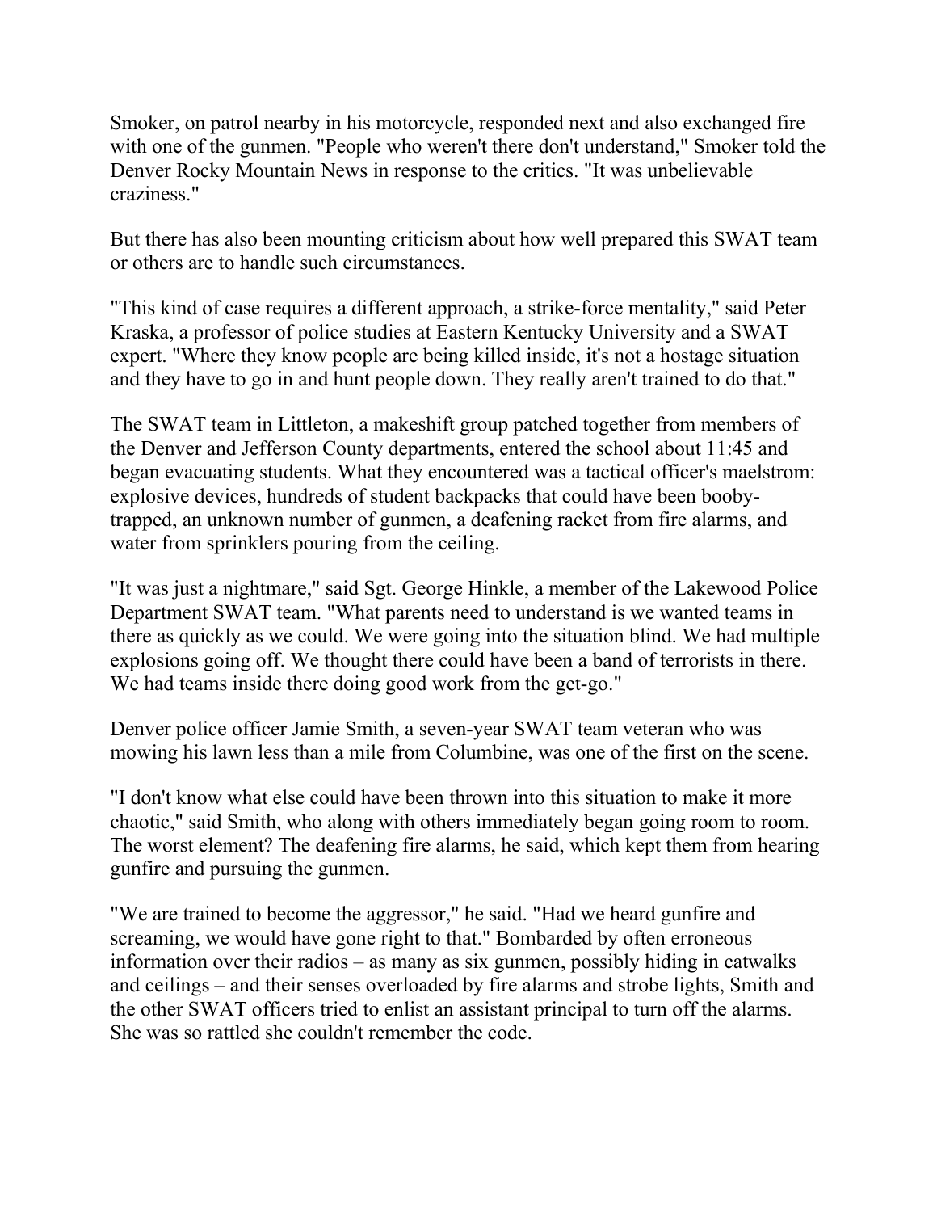Smoker, on patrol nearby in his motorcycle, responded next and also exchanged fire with one of the gunmen. "People who weren't there don't understand," Smoker told the Denver Rocky Mountain News in response to the critics. "It was unbelievable craziness."

But there has also been mounting criticism about how well prepared this SWAT team or others are to handle such circumstances.

"This kind of case requires a different approach, a strike-force mentality," said Peter Kraska, a professor of police studies at Eastern Kentucky University and a SWAT expert. "Where they know people are being killed inside, it's not a hostage situation and they have to go in and hunt people down. They really aren't trained to do that."

The SWAT team in Littleton, a makeshift group patched together from members of the Denver and Jefferson County departments, entered the school about 11:45 and began evacuating students. What they encountered was a tactical officer's maelstrom: explosive devices, hundreds of student backpacks that could have been booby-trapped, an unknown number of gunmen, a deafening racket from fire alarms, and water from sprinklers pouring from the ceiling.

"It was just a nightmare," said Sgt. George Hinkle, a member of the Lakewood Police Department SWAT team. "What parents need to understand is we wanted teams in there as quickly as we could. We were going into the situation blind. We had multiple explosions going off. We thought there could have been a band of terrorists in there. We had teams inside there doing good work from the get-go."

Denver police officer Jamie Smith, a seven-year SWAT team veteran who was mowing his lawn less than a mile from Columbine, was one of the first on the scene.

"I don't know what else could have been thrown into this situation to make it more chaotic," said Smith, who along with others immediately began going room to room. The worst element? The deafening fire alarms, he said, which kept them from hearing gunfire and pursuing the gunmen.

"We are trained to become the aggressor," he said. "Had we heard gunfire and screaming, we would have gone right to that." Bombarded by often erroneous information over their radios – as many as six gunmen, possibly hiding in catwalks and ceilings – and their senses overloaded by fire alarms and strobe lights, Smith and the other SWAT officers tried to enlist an assistant principal to turn off the alarms. She was so rattled she couldn't remember the code.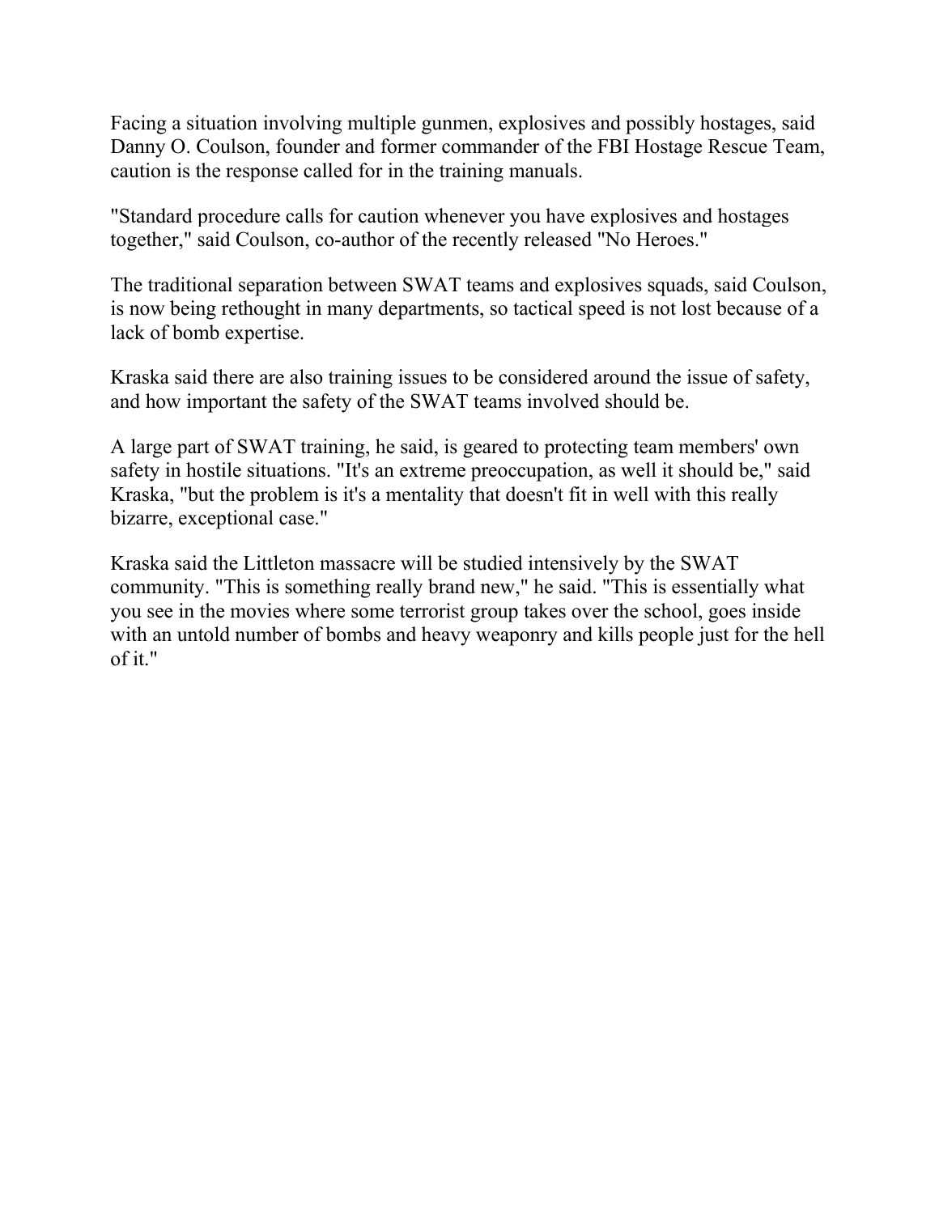Facing a situation involving multiple gunmen, explosives and possibly hostages, said Danny O. Coulson, founder and former commander of the FBI Hostage Rescue Team, caution is the response called for in the training manuals.

"Standard procedure calls for caution whenever you have explosives and hostages together," said Coulson, co-author of the recently released "No Heroes."

The traditional separation between SWAT teams and explosives squads, said Coulson, is now being rethought in many departments, so tactical speed is not lost because of a lack of bomb expertise.

Kraska said there are also training issues to be considered around the issue of safety, and how important the safety of the SWAT teams involved should be.

A large part of SWAT training, he said, is geared to protecting team members' own safety in hostile situations. "It's an extreme preoccupation, as well it should be," said Kraska, "but the problem is it's a mentality that doesn't fit in well with this really bizarre, exceptional case."

Kraska said the Littleton massacre will be studied intensively by the SWAT community. "This is something really brand new," he said. "This is essentially what you see in the movies where some terrorist group takes over the school, goes inside with an untold number of bombs and heavy weaponry and kills people just for the hell of it."